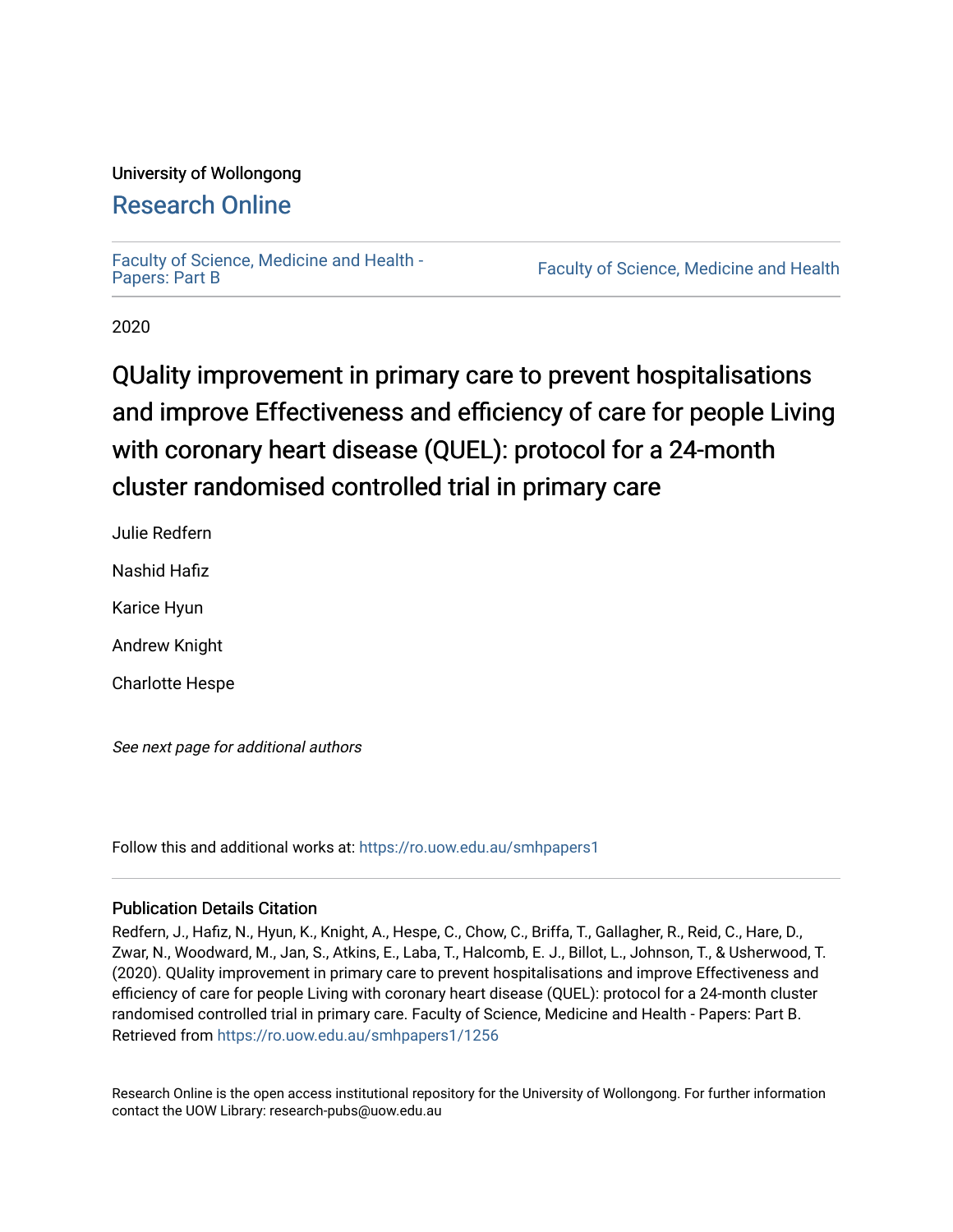University of Wollongong

# Research Online

Faculty of Science, Medicine and Health - Papers: Part B

Faculty of Science, Medicine and Health

2020

# QUality improvement in primary care to prevent hospitalisations and improve Effectiveness and efficiency of care for people Living with coronary heart disease (QUEL): protocol for a 24-month cluster randomised controlled trial in primary care

Julie Redfern

Nashid Hafiz

Karice Hyun

Andrew Knight

Charlotte Hespe

*See next page for additional authors*

Follow this and additional works at: https://ro.uow.edu.au/smhpapers1

## Publication Details Citation

Redfern, J., Hafiz, N., Hyun, K., Knight, A., Hespe, C., Chow, C., Briffa, T., Gallagher, R., Reid, C., Hare, D., Zwar, N., Woodward, M., Jan, S., Atkins, E., Laba, T., Halcomb, E. J., Billot, L., Johnson, T., & Usherwood, T. (2020). QUality improvement in primary care to prevent hospitalisations and improve Effectiveness and efficiency of care for people Living with coronary heart disease (QUEL): protocol for a 24-month cluster randomised controlled trial in primary care. Faculty of Science, Medicine and Health - Papers: Part B. Retrieved from https://ro.uow.edu.au/smhpapers1/1256

Research Online is the open access institutional repository for the University of Wollongong. For further information contact the UOW Library: research-pubs@uow.edu.au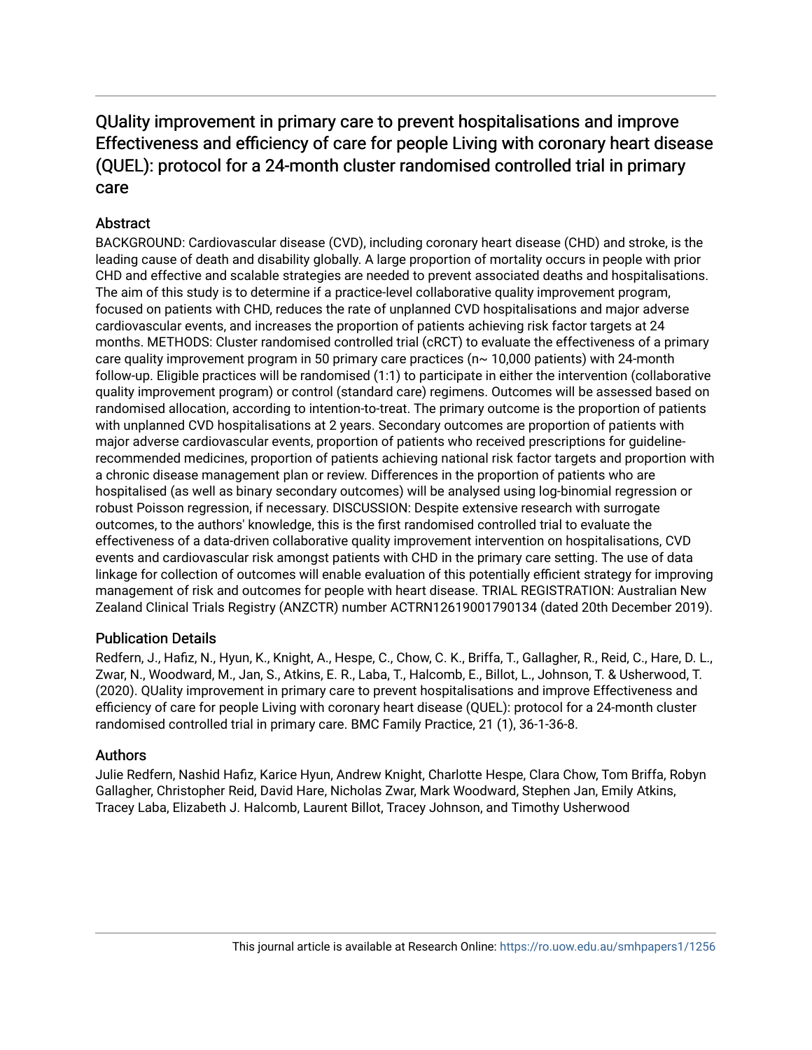# QUality improvement in primary care to prevent hospitalisations and improve Effectiveness and efficiency of care for people Living with coronary heart disease (QUEL): protocol for a 24-month cluster randomised controlled trial in primary care

## Abstract

BACKGROUND: Cardiovascular disease (CVD), including coronary heart disease (CHD) and stroke, is the leading cause of death and disability globally. A large proportion of mortality occurs in people with prior CHD and effective and scalable strategies are needed to prevent associated deaths and hospitalisations. The aim of this study is to determine if a practice-level collaborative quality improvement program, focused on patients with CHD, reduces the rate of unplanned CVD hospitalisations and major adverse cardiovascular events, and increases the proportion of patients achieving risk factor targets at 24 months. METHODS: Cluster randomised controlled trial (cRCT) to evaluate the effectiveness of a primary care quality improvement program in 50 primary care practices (n~ 10,000 patients) with 24-month follow-up. Eligible practices will be randomised (1:1) to participate in either the intervention (collaborative quality improvement program) or control (standard care) regimens. Outcomes will be assessed based on randomised allocation, according to intention-to-treat. The primary outcome is the proportion of patients with unplanned CVD hospitalisations at 2 years. Secondary outcomes are proportion of patients with major adverse cardiovascular events, proportion of patients who received prescriptions for guideline-recommended medicines, proportion of patients achieving national risk factor targets and proportion with a chronic disease management plan or review. Differences in the proportion of patients who are hospitalised (as well as binary secondary outcomes) will be analysed using log-binomial regression or robust Poisson regression, if necessary. DISCUSSION: Despite extensive research with surrogate outcomes, to the authors' knowledge, this is the first randomised controlled trial to evaluate the effectiveness of a data-driven collaborative quality improvement intervention on hospitalisations, CVD events and cardiovascular risk amongst patients with CHD in the primary care setting. The use of data linkage for collection of outcomes will enable evaluation of this potentially efficient strategy for improving management of risk and outcomes for people with heart disease. TRIAL REGISTRATION: Australian New Zealand Clinical Trials Registry (ANZCTR) number ACTRN12619001790134 (dated 20th December 2019).

## Publication Details

Redfern, J., Hafiz, N., Hyun, K., Knight, A., Hespe, C., Chow, C. K., Briffa, T., Gallagher, R., Reid, C., Hare, D. L., Zwar, N., Woodward, M., Jan, S., Atkins, E. R., Laba, T., Halcomb, E., Billot, L., Johnson, T. & Usherwood, T. (2020). QUality improvement in primary care to prevent hospitalisations and improve Effectiveness and efficiency of care for people Living with coronary heart disease (QUEL): protocol for a 24-month cluster randomised controlled trial in primary care. BMC Family Practice, 21 (1), 36-1-36-8.

## Authors

Julie Redfern, Nashid Hafiz, Karice Hyun, Andrew Knight, Charlotte Hespe, Clara Chow, Tom Briffa, Robyn Gallagher, Christopher Reid, David Hare, Nicholas Zwar, Mark Woodward, Stephen Jan, Emily Atkins, Tracey Laba, Elizabeth J. Halcomb, Laurent Billot, Tracey Johnson, and Timothy Usherwood

This journal article is available at Research Online: https://ro.uow.edu.au/smhpapers1/1256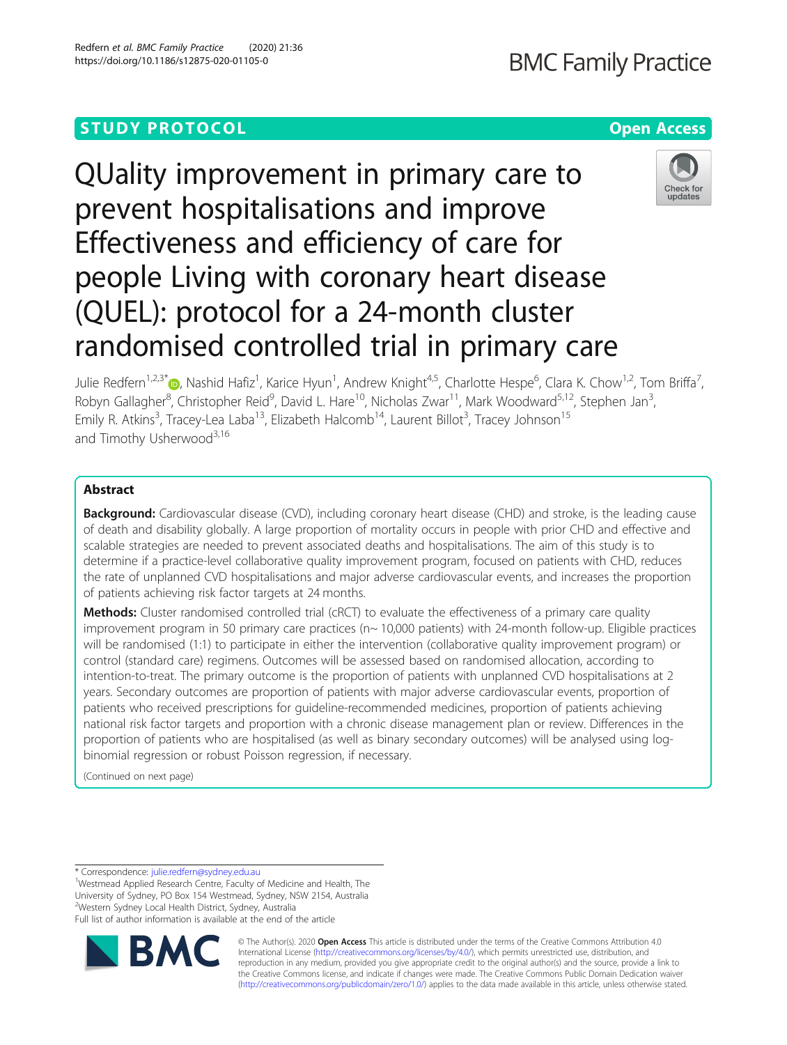# QUality improvement in primary care to prevent hospitalisations and improve Effectiveness and efficiency of care for people Living with coronary heart disease (QUEL): protocol for a 24-month cluster randomised controlled trial in primary care

Julie Redfern[1,2,3*], Nashid Hafiz[1], Karice Hyun[1], Andrew Knight[4,5], Charlotte Hespe[6], Clara K. Chow[1,2], Tom Briffa[7], Robyn Gallagher[8], Christopher Reid[9], David L. Hare[10], Nicholas Zwar[11], Mark Woodward[5,12], Stephen Jan[3], Emily R. Atkins[3], Tracey-Lea Laba[13], Elizabeth Halcomb[14], Laurent Billot[3], Tracey Johnson[15] and Timothy Usherwood[3,16]

## Abstract

**Background:** Cardiovascular disease (CVD), including coronary heart disease (CHD) and stroke, is the leading cause of death and disability globally. A large proportion of mortality occurs in people with prior CHD and effective and scalable strategies are needed to prevent associated deaths and hospitalisations. The aim of this study is to determine if a practice-level collaborative quality improvement program, focused on patients with CHD, reduces the rate of unplanned CVD hospitalisations and major adverse cardiovascular events, and increases the proportion of patients achieving risk factor targets at 24 months.

**Methods:** Cluster randomised controlled trial (cRCT) to evaluate the effectiveness of a primary care quality improvement program in 50 primary care practices (n~ 10,000 patients) with 24-month follow-up. Eligible practices will be randomised (1:1) to participate in either the intervention (collaborative quality improvement program) or control (standard care) regimens. Outcomes will be assessed based on randomised allocation, according to intention-to-treat. The primary outcome is the proportion of patients with unplanned CVD hospitalisations at 2 years. Secondary outcomes are proportion of patients with major adverse cardiovascular events, proportion of patients who received prescriptions for guideline-recommended medicines, proportion of patients achieving national risk factor targets and proportion with a chronic disease management plan or review. Differences in the proportion of patients who are hospitalised (as well as binary secondary outcomes) will be analysed using log-binomial regression or robust Poisson regression, if necessary.

(Continued on next page)

\* Correspondence: julie.redfern@sydney.edu.au
[1]Westmead Applied Research Centre, Faculty of Medicine and Health, The University of Sydney, PO Box 154 Westmead, Sydney, NSW 2154, Australia
[2]Western Sydney Local Health District, Sydney, Australia
Full list of author information is available at the end of the article

© The Author(s). 2020 **Open Access** This article is distributed under the terms of the Creative Commons Attribution 4.0 International License (http://creativecommons.org/licenses/by/4.0/), which permits unrestricted use, distribution, and reproduction in any medium, provided you give appropriate credit to the original author(s) and the source, provide a link to the Creative Commons license, and indicate if changes were made. The Creative Commons Public Domain Dedication waiver (http://creativecommons.org/publicdomain/zero/1.0/) applies to the data made available in this article, unless otherwise stated.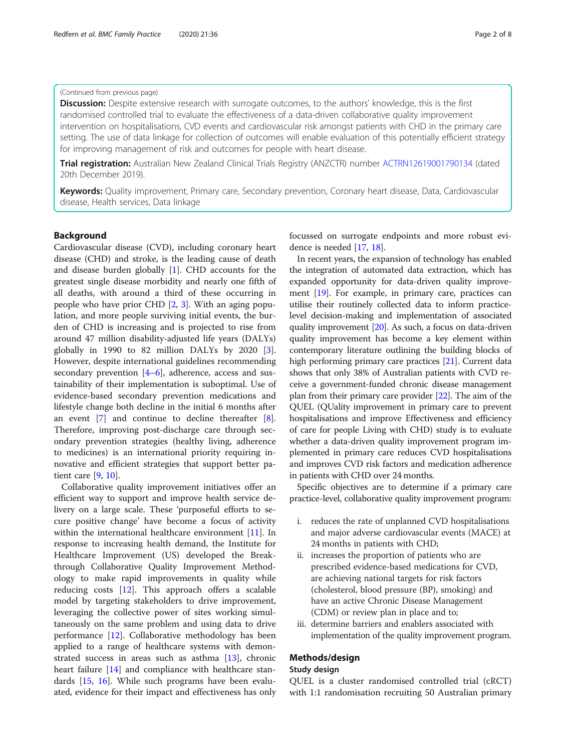(Continued from previous page)

**Discussion:** Despite extensive research with surrogate outcomes, to the authors' knowledge, this is the first randomised controlled trial to evaluate the effectiveness of a data-driven collaborative quality improvement intervention on hospitalisations, CVD events and cardiovascular risk amongst patients with CHD in the primary care setting. The use of data linkage for collection of outcomes will enable evaluation of this potentially efficient strategy for improving management of risk and outcomes for people with heart disease.

**Trial registration:** Australian New Zealand Clinical Trials Registry (ANZCTR) number ACTRN12619001790134 (dated 20th December 2019).

**Keywords:** Quality improvement, Primary care, Secondary prevention, Coronary heart disease, Data, Cardiovascular disease, Health services, Data linkage

## Background

Cardiovascular disease (CVD), including coronary heart disease (CHD) and stroke, is the leading cause of death and disease burden globally [1]. CHD accounts for the greatest single disease morbidity and nearly one fifth of all deaths, with around a third of these occurring in people who have prior CHD [2, 3]. With an aging population, and more people surviving initial events, the burden of CHD is increasing and is projected to rise from around 47 million disability-adjusted life years (DALYs) globally in 1990 to 82 million DALYs by 2020 [3]. However, despite international guidelines recommending secondary prevention [4–6], adherence, access and sustainability of their implementation is suboptimal. Use of evidence-based secondary prevention medications and lifestyle change both decline in the initial 6 months after an event [7] and continue to decline thereafter [8]. Therefore, improving post-discharge care through secondary prevention strategies (healthy living, adherence to medicines) is an international priority requiring innovative and efficient strategies that support better patient care [9, 10].

Collaborative quality improvement initiatives offer an efficient way to support and improve health service delivery on a large scale. These 'purposeful efforts to secure positive change' have become a focus of activity within the international healthcare environment [11]. In response to increasing health demand, the Institute for Healthcare Improvement (US) developed the Breakthrough Collaborative Quality Improvement Methodology to make rapid improvements in quality while reducing costs [12]. This approach offers a scalable model by targeting stakeholders to drive improvement, leveraging the collective power of sites working simultaneously on the same problem and using data to drive performance [12]. Collaborative methodology has been applied to a range of healthcare systems with demonstrated success in areas such as asthma [13], chronic heart failure [14] and compliance with healthcare standards [15, 16]. While such programs have been evaluated, evidence for their impact and effectiveness has only focussed on surrogate endpoints and more robust evidence is needed [17, 18].

In recent years, the expansion of technology has enabled the integration of automated data extraction, which has expanded opportunity for data-driven quality improvement [19]. For example, in primary care, practices can utilise their routinely collected data to inform practice-level decision-making and implementation of associated quality improvement [20]. As such, a focus on data-driven quality improvement has become a key element within contemporary literature outlining the building blocks of high performing primary care practices [21]. Current data shows that only 38% of Australian patients with CVD receive a government-funded chronic disease management plan from their primary care provider [22]. The aim of the QUEL (QUality improvement in primary care to prevent hospitalisations and improve Effectiveness and efficiency of care for people Living with CHD) study is to evaluate whether a data-driven quality improvement program implemented in primary care reduces CVD hospitalisations and improves CVD risk factors and medication adherence in patients with CHD over 24 months.

Specific objectives are to determine if a primary care practice-level, collaborative quality improvement program:

i. reduces the rate of unplanned CVD hospitalisations and major adverse cardiovascular events (MACE) at 24 months in patients with CHD;
ii. increases the proportion of patients who are prescribed evidence-based medications for CVD, are achieving national targets for risk factors (cholesterol, blood pressure (BP), smoking) and have an active Chronic Disease Management (CDM) or review plan in place and to;
iii. determine barriers and enablers associated with implementation of the quality improvement program.

## Methods/design

### Study design

QUEL is a cluster randomised controlled trial (cRCT) with 1:1 randomisation recruiting 50 Australian primary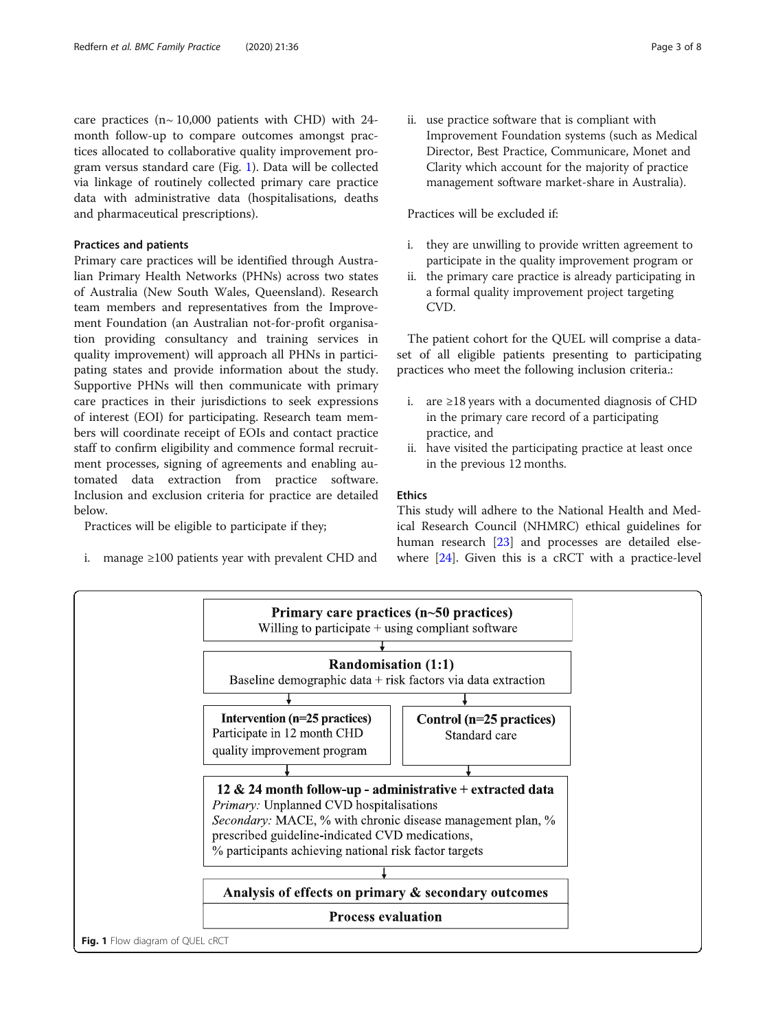care practices (n~ 10,000 patients with CHD) with 24-month follow-up to compare outcomes amongst practices allocated to collaborative quality improvement program versus standard care (Fig. 1). Data will be collected via linkage of routinely collected primary care practice data with administrative data (hospitalisations, deaths and pharmaceutical prescriptions).

### Practices and patients

Primary care practices will be identified through Australian Primary Health Networks (PHNs) across two states of Australia (New South Wales, Queensland). Research team members and representatives from the Improvement Foundation (an Australian not-for-profit organisation providing consultancy and training services in quality improvement) will approach all PHNs in participating states and provide information about the study. Supportive PHNs will then communicate with primary care practices in their jurisdictions to seek expressions of interest (EOI) for participating. Research team members will coordinate receipt of EOIs and contact practice staff to confirm eligibility and commence formal recruitment processes, signing of agreements and enabling automated data extraction from practice software. Inclusion and exclusion criteria for practice are detailed below.

Practices will be eligible to participate if they;

i. manage ≥100 patients year with prevalent CHD and
ii. use practice software that is compliant with Improvement Foundation systems (such as Medical Director, Best Practice, Communicare, Monet and Clarity which account for the majority of practice management software market-share in Australia).

Practices will be excluded if:

i. they are unwilling to provide written agreement to participate in the quality improvement program or
ii. the primary care practice is already participating in a formal quality improvement project targeting CVD.

The patient cohort for the QUEL will comprise a dataset of all eligible patients presenting to participating practices who meet the following inclusion criteria.:

i. are ≥18 years with a documented diagnosis of CHD in the primary care record of a participating practice, and
ii. have visited the participating practice at least once in the previous 12 months.

### Ethics

This study will adhere to the National Health and Medical Research Council (NHMRC) ethical guidelines for human research [23] and processes are detailed elsewhere [24]. Given this is a cRCT with a practice-level

**Primary care practices (n~50 practices)**
Willing to participate + using compliant software

↓

**Randomisation (1:1)**
Baseline demographic data + risk factors via data extraction

↓

| **Intervention (n=25 practices)** Participate in 12 month CHD quality improvement program | **Control (n=25 practices)** Standard care |
|---|---|

↓

**12 & 24 month follow-up - administrative + extracted data**
*Primary:* Unplanned CVD hospitalisations
*Secondary:* MACE, % with chronic disease management plan, % prescribed guideline-indicated CVD medications, % participants achieving national risk factor targets

↓

**Analysis of effects on primary & secondary outcomes**

**Process evaluation**

**Fig. 1** Flow diagram of QUEL cRCT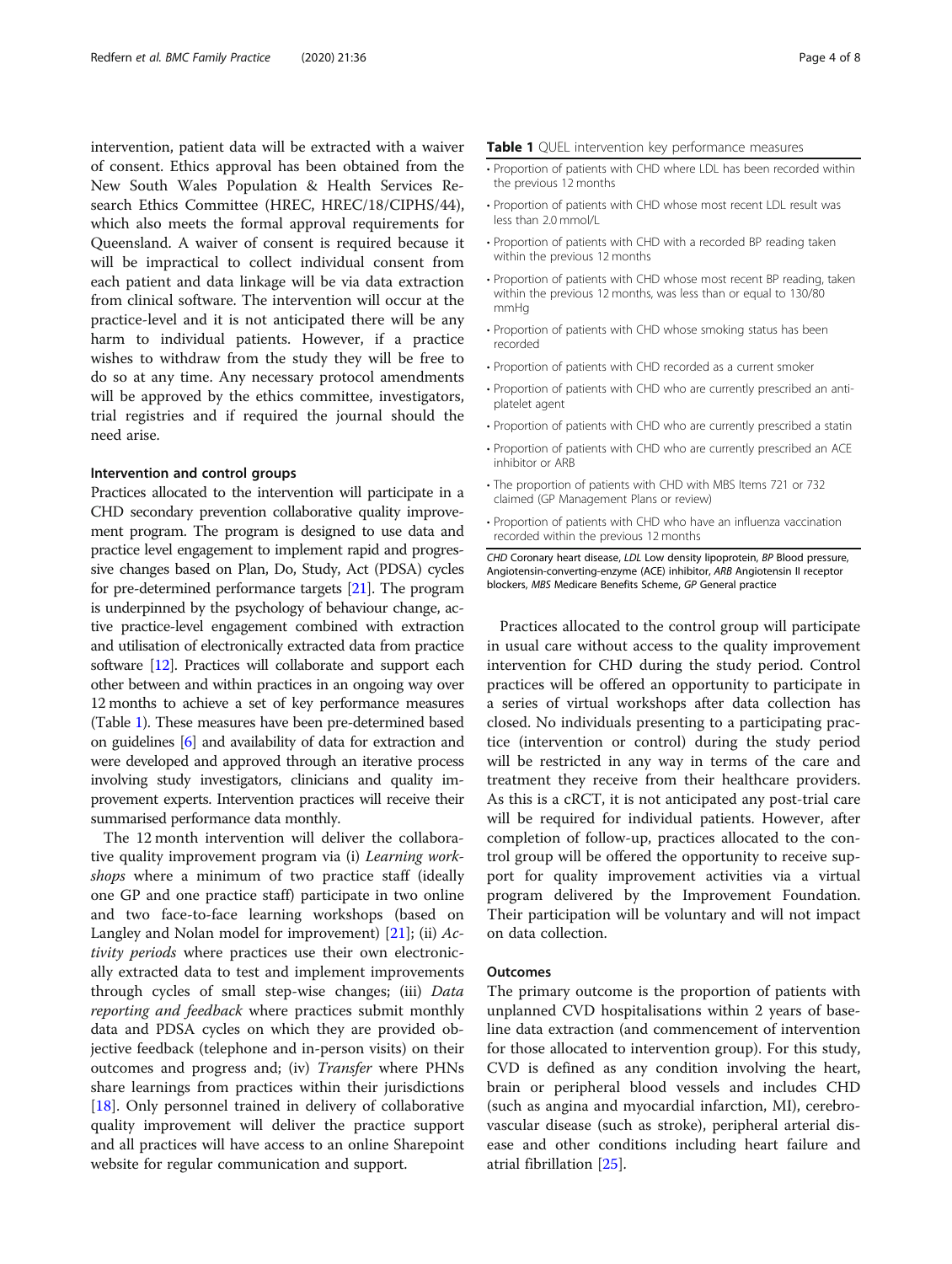intervention, patient data will be extracted with a waiver of consent. Ethics approval has been obtained from the New South Wales Population & Health Services Research Ethics Committee (HREC, HREC/18/CIPHS/44), which also meets the formal approval requirements for Queensland. A waiver of consent is required because it will be impractical to collect individual consent from each patient and data linkage will be via data extraction from clinical software. The intervention will occur at the practice-level and it is not anticipated there will be any harm to individual patients. However, if a practice wishes to withdraw from the study they will be free to do so at any time. Any necessary protocol amendments will be approved by the ethics committee, investigators, trial registries and if required the journal should the need arise.

#### Intervention and control groups

Practices allocated to the intervention will participate in a CHD secondary prevention collaborative quality improvement program. The program is designed to use data and practice level engagement to implement rapid and progressive changes based on Plan, Do, Study, Act (PDSA) cycles for pre-determined performance targets [21]. The program is underpinned by the psychology of behaviour change, active practice-level engagement combined with extraction and utilisation of electronically extracted data from practice software [12]. Practices will collaborate and support each other between and within practices in an ongoing way over 12 months to achieve a set of key performance measures (Table 1). These measures have been pre-determined based on guidelines [6] and availability of data for extraction and were developed and approved through an iterative process involving study investigators, clinicians and quality improvement experts. Intervention practices will receive their summarised performance data monthly.

The 12 month intervention will deliver the collaborative quality improvement program via (i) *Learning workshops* where a minimum of two practice staff (ideally one GP and one practice staff) participate in two online and two face-to-face learning workshops (based on Langley and Nolan model for improvement) [21]; (ii) *Activity periods* where practices use their own electronically extracted data to test and implement improvements through cycles of small step-wise changes; (iii) *Data reporting and feedback* where practices submit monthly data and PDSA cycles on which they are provided objective feedback (telephone and in-person visits) on their outcomes and progress and; (iv) *Transfer* where PHNs share learnings from practices within their jurisdictions [18]. Only personnel trained in delivery of collaborative quality improvement will deliver the practice support and all practices will have access to an online Sharepoint website for regular communication and support.

**Table 1** QUEL intervention key performance measures

| |
|---|
| • Proportion of patients with CHD where LDL has been recorded within the previous 12 months |
| • Proportion of patients with CHD whose most recent LDL result was less than 2.0 mmol/L |
| • Proportion of patients with CHD with a recorded BP reading taken within the previous 12 months |
| • Proportion of patients with CHD whose most recent BP reading, taken within the previous 12 months, was less than or equal to 130/80 mmHg |
| • Proportion of patients with CHD whose smoking status has been recorded |
| • Proportion of patients with CHD recorded as a current smoker |
| • Proportion of patients with CHD who are currently prescribed an anti-platelet agent |
| • Proportion of patients with CHD who are currently prescribed a statin |
| • Proportion of patients with CHD who are currently prescribed an ACE inhibitor or ARB |
| • The proportion of patients with CHD with MBS Items 721 or 732 claimed (GP Management Plans or review) |
| • Proportion of patients with CHD who have an influenza vaccination recorded within the previous 12 months |

*CHD* Coronary heart disease, *LDL* Low density lipoprotein, *BP* Blood pressure, Angiotensin-converting-enzyme (ACE) inhibitor, *ARB* Angiotensin II receptor blockers, *MBS* Medicare Benefits Scheme, *GP* General practice

Practices allocated to the control group will participate in usual care without access to the quality improvement intervention for CHD during the study period. Control practices will be offered an opportunity to participate in a series of virtual workshops after data collection has closed. No individuals presenting to a participating practice (intervention or control) during the study period will be restricted in any way in terms of the care and treatment they receive from their healthcare providers. As this is a cRCT, it is not anticipated any post-trial care will be required for individual patients. However, after completion of follow-up, practices allocated to the control group will be offered the opportunity to receive support for quality improvement activities via a virtual program delivered by the Improvement Foundation. Their participation will be voluntary and will not impact on data collection.

#### Outcomes

The primary outcome is the proportion of patients with unplanned CVD hospitalisations within 2 years of baseline data extraction (and commencement of intervention for those allocated to intervention group). For this study, CVD is defined as any condition involving the heart, brain or peripheral blood vessels and includes CHD (such as angina and myocardial infarction, MI), cerebrovascular disease (such as stroke), peripheral arterial disease and other conditions including heart failure and atrial fibrillation [25].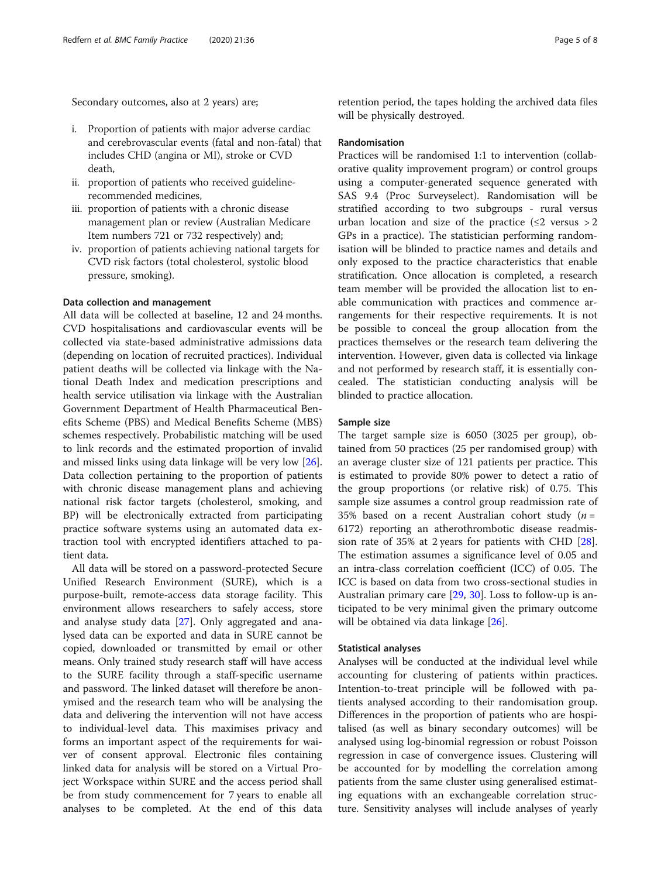Secondary outcomes, also at 2 years) are;

i. Proportion of patients with major adverse cardiac and cerebrovascular events (fatal and non-fatal) that includes CHD (angina or MI), stroke or CVD death,
ii. proportion of patients who received guideline-recommended medicines,
iii. proportion of patients with a chronic disease management plan or review (Australian Medicare Item numbers 721 or 732 respectively) and;
iv. proportion of patients achieving national targets for CVD risk factors (total cholesterol, systolic blood pressure, smoking).

#### Data collection and management

All data will be collected at baseline, 12 and 24 months. CVD hospitalisations and cardiovascular events will be collected via state-based administrative admissions data (depending on location of recruited practices). Individual patient deaths will be collected via linkage with the National Death Index and medication prescriptions and health service utilisation via linkage with the Australian Government Department of Health Pharmaceutical Benefits Scheme (PBS) and Medical Benefits Scheme (MBS) schemes respectively. Probabilistic matching will be used to link records and the estimated proportion of invalid and missed links using data linkage will be very low [26]. Data collection pertaining to the proportion of patients with chronic disease management plans and achieving national risk factor targets (cholesterol, smoking, and BP) will be electronically extracted from participating practice software systems using an automated data extraction tool with encrypted identifiers attached to patient data.

All data will be stored on a password-protected Secure Unified Research Environment (SURE), which is a purpose-built, remote-access data storage facility. This environment allows researchers to safely access, store and analyse study data [27]. Only aggregated and analysed data can be exported and data in SURE cannot be copied, downloaded or transmitted by email or other means. Only trained study research staff will have access to the SURE facility through a staff-specific username and password. The linked dataset will therefore be anonymised and the research team who will be analysing the data and delivering the intervention will not have access to individual-level data. This maximises privacy and forms an important aspect of the requirements for waiver of consent approval. Electronic files containing linked data for analysis will be stored on a Virtual Project Workspace within SURE and the access period shall be from study commencement for 7 years to enable all analyses to be completed. At the end of this data retention period, the tapes holding the archived data files will be physically destroyed.

#### Randomisation

Practices will be randomised 1:1 to intervention (collaborative quality improvement program) or control groups using a computer-generated sequence generated with SAS 9.4 (Proc Surveyselect). Randomisation will be stratified according to two subgroups - rural versus urban location and size of the practice (≤2 versus > 2 GPs in a practice). The statistician performing randomisation will be blinded to practice names and details and only exposed to the practice characteristics that enable stratification. Once allocation is completed, a research team member will be provided the allocation list to enable communication with practices and commence arrangements for their respective requirements. It is not be possible to conceal the group allocation from the practices themselves or the research team delivering the intervention. However, given data is collected via linkage and not performed by research staff, it is essentially concealed. The statistician conducting analysis will be blinded to practice allocation.

#### Sample size

The target sample size is 6050 (3025 per group), obtained from 50 practices (25 per randomised group) with an average cluster size of 121 patients per practice. This is estimated to provide 80% power to detect a ratio of the group proportions (or relative risk) of 0.75. This sample size assumes a control group readmission rate of 35% based on a recent Australian cohort study ($n$ = 6172) reporting an atherothrombotic disease readmission rate of 35% at 2 years for patients with CHD [28]. The estimation assumes a significance level of 0.05 and an intra-class correlation coefficient (ICC) of 0.05. The ICC is based on data from two cross-sectional studies in Australian primary care [29, 30]. Loss to follow-up is anticipated to be very minimal given the primary outcome will be obtained via data linkage [26].

#### Statistical analyses

Analyses will be conducted at the individual level while accounting for clustering of patients within practices. Intention-to-treat principle will be followed with patients analysed according to their randomisation group. Differences in the proportion of patients who are hospitalised (as well as binary secondary outcomes) will be analysed using log-binomial regression or robust Poisson regression in case of convergence issues. Clustering will be accounted for by modelling the correlation among patients from the same cluster using generalised estimating equations with an exchangeable correlation structure. Sensitivity analyses will include analyses of yearly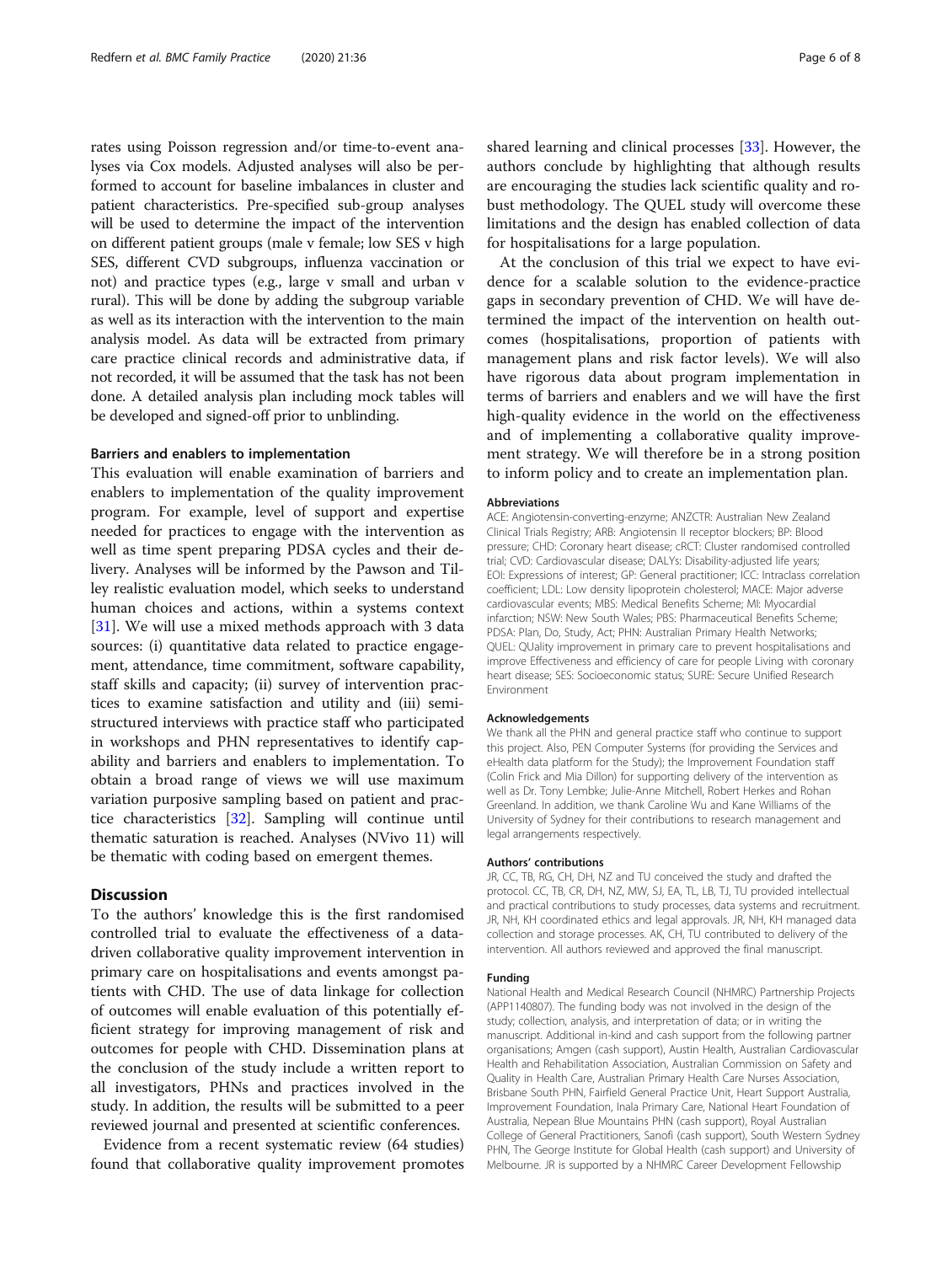rates using Poisson regression and/or time-to-event analyses via Cox models. Adjusted analyses will also be performed to account for baseline imbalances in cluster and patient characteristics. Pre-specified sub-group analyses will be used to determine the impact of the intervention on different patient groups (male v female; low SES v high SES, different CVD subgroups, influenza vaccination or not) and practice types (e.g., large v small and urban v rural). This will be done by adding the subgroup variable as well as its interaction with the intervention to the main analysis model. As data will be extracted from primary care practice clinical records and administrative data, if not recorded, it will be assumed that the task has not been done. A detailed analysis plan including mock tables will be developed and signed-off prior to unblinding.

### Barriers and enablers to implementation

This evaluation will enable examination of barriers and enablers to implementation of the quality improvement program. For example, level of support and expertise needed for practices to engage with the intervention as well as time spent preparing PDSA cycles and their delivery. Analyses will be informed by the Pawson and Tilley realistic evaluation model, which seeks to understand human choices and actions, within a systems context [31]. We will use a mixed methods approach with 3 data sources: (i) quantitative data related to practice engagement, attendance, time commitment, software capability, staff skills and capacity; (ii) survey of intervention practices to examine satisfaction and utility and (iii) semi-structured interviews with practice staff who participated in workshops and PHN representatives to identify capability and barriers and enablers to implementation. To obtain a broad range of views we will use maximum variation purposive sampling based on patient and practice characteristics [32]. Sampling will continue until thematic saturation is reached. Analyses (NVivo 11) will be thematic with coding based on emergent themes.

## Discussion

To the authors' knowledge this is the first randomised controlled trial to evaluate the effectiveness of a data-driven collaborative quality improvement intervention in primary care on hospitalisations and events amongst patients with CHD. The use of data linkage for collection of outcomes will enable evaluation of this potentially efficient strategy for improving management of risk and outcomes for people with CHD. Dissemination plans at the conclusion of the study include a written report to all investigators, PHNs and practices involved in the study. In addition, the results will be submitted to a peer reviewed journal and presented at scientific conferences.

Evidence from a recent systematic review (64 studies) found that collaborative quality improvement promotes shared learning and clinical processes [33]. However, the authors conclude by highlighting that although results are encouraging the studies lack scientific quality and robust methodology. The QUEL study will overcome these limitations and the design has enabled collection of data for hospitalisations for a large population.

At the conclusion of this trial we expect to have evidence for a scalable solution to the evidence-practice gaps in secondary prevention of CHD. We will have determined the impact of the intervention on health outcomes (hospitalisations, proportion of patients with management plans and risk factor levels). We will also have rigorous data about program implementation in terms of barriers and enablers and we will have the first high-quality evidence in the world on the effectiveness and of implementing a collaborative quality improvement strategy. We will therefore be in a strong position to inform policy and to create an implementation plan.

#### Abbreviations

ACE: Angiotensin-converting-enzyme; ANZCTR: Australian New Zealand Clinical Trials Registry; ARB: Angiotensin II receptor blockers; BP: Blood pressure; CHD: Coronary heart disease; cRCT: Cluster randomised controlled trial; CVD: Cardiovascular disease; DALYs: Disability-adjusted life years; EOI: Expressions of interest; GP: General practitioner; ICC: Intraclass correlation coefficient; LDL: Low density lipoprotein cholesterol; MACE: Major adverse cardiovascular events; MBS: Medical Benefits Scheme; MI: Myocardial infarction; NSW: New South Wales; PBS: Pharmaceutical Benefits Scheme; PDSA: Plan, Do, Study, Act; PHN: Australian Primary Health Networks; QUEL: QUality improvement in primary care to prevent hospitalisations and improve Effectiveness and efficiency of care for people Living with coronary heart disease; SES: Socioeconomic status; SURE: Secure Unified Research Environment

#### Acknowledgements

We thank all the PHN and general practice staff who continue to support this project. Also, PEN Computer Systems (for providing the Services and eHealth data platform for the Study); the Improvement Foundation staff (Colin Frick and Mia Dillon) for supporting delivery of the intervention as well as Dr. Tony Lembke; Julie-Anne Mitchell, Robert Herkes and Rohan Greenland. In addition, we thank Caroline Wu and Kane Williams of the University of Sydney for their contributions to research management and legal arrangements respectively.

#### Authors' contributions

JR, CC, TB, RG, CH, DH, NZ and TU conceived the study and drafted the protocol. CC, TB, CR, DH, NZ, MW, SJ, EA, TL, LB, TJ, TU provided intellectual and practical contributions to study processes, data systems and recruitment. JR, NH, KH coordinated ethics and legal approvals. JR, NH, KH managed data collection and storage processes. AK, CH, TU contributed to delivery of the intervention. All authors reviewed and approved the final manuscript.

#### Funding

National Health and Medical Research Council (NHMRC) Partnership Projects (APP1140807). The funding body was not involved in the design of the study; collection, analysis, and interpretation of data; or in writing the manuscript. Additional in-kind and cash support from the following partner organisations; Amgen (cash support), Austin Health, Australian Cardiovascular Health and Rehabilitation Association, Australian Commission on Safety and Quality in Health Care, Australian Primary Health Care Nurses Association, Brisbane South PHN, Fairfield General Practice Unit, Heart Support Australia, Improvement Foundation, Inala Primary Care, National Heart Foundation of Australia, Nepean Blue Mountains PHN (cash support), Royal Australian College of General Practitioners, Sanofi (cash support), South Western Sydney PHN, The George Institute for Global Health (cash support) and University of Melbourne. JR is supported by a NHMRC Career Development Fellowship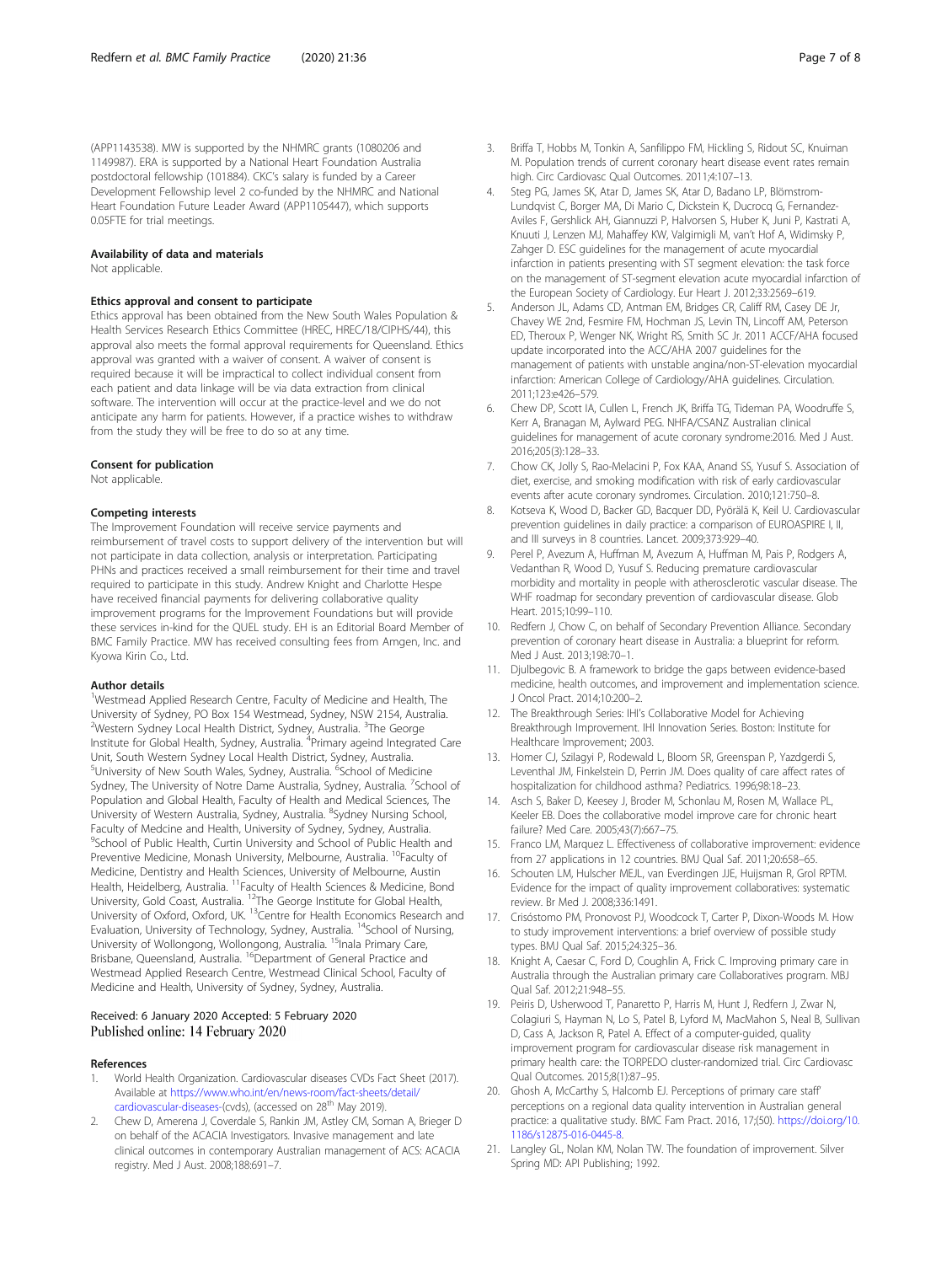(APP1143538). MW is supported by the NHMRC grants (1080206 and 1149987). ERA is supported by a National Heart Foundation Australia postdoctoral fellowship (101884). CKC's salary is funded by a Career Development Fellowship level 2 co-funded by the NHMRC and National Heart Foundation Future Leader Award (APP1105447), which supports 0.05FTE for trial meetings.

### Availability of data and materials

Not applicable.

### Ethics approval and consent to participate

Ethics approval has been obtained from the New South Wales Population & Health Services Research Ethics Committee (HREC, HREC/18/CIPHS/44), this approval also meets the formal approval requirements for Queensland. Ethics approval was granted with a waiver of consent. A waiver of consent is required because it will be impractical to collect individual consent from each patient and data linkage will be via data extraction from clinical software. The intervention will occur at the practice-level and we do not anticipate any harm for patients. However, if a practice wishes to withdraw from the study they will be free to do so at any time.

### Consent for publication

Not applicable.

### Competing interests

The Improvement Foundation will receive service payments and reimbursement of travel costs to support delivery of the intervention but will not participate in data collection, analysis or interpretation. Participating PHNs and practices received a small reimbursement for their time and travel required to participate in this study. Andrew Knight and Charlotte Hespe have received financial payments for delivering collaborative quality improvement programs for the Improvement Foundations but will provide these services in-kind for the QUEL study. EH is an Editorial Board Member of BMC Family Practice. MW has received consulting fees from Amgen, Inc. and Kyowa Kirin Co., Ltd.

### Author details

[1]Westmead Applied Research Centre, Faculty of Medicine and Health, The University of Sydney, PO Box 154 Westmead, Sydney, NSW 2154, Australia. [2]Western Sydney Local Health District, Sydney, Australia. [3]The George Institute for Global Health, Sydney, Australia. [4]Primary ageind Integrated Care Unit, South Western Sydney Local Health District, Sydney, Australia. [5]University of New South Wales, Sydney, Australia. [6]School of Medicine Sydney, The University of Notre Dame Australia, Sydney, Australia. [7]School of Population and Global Health, Faculty of Health and Medical Sciences, The University of Western Australia, Sydney, Australia. [8]Sydney Nursing School, Faculty of Medcine and Health, University of Sydney, Sydney, Australia. [9]School of Public Health, Curtin University and School of Public Health and Preventive Medicine, Monash University, Melbourne, Australia. [10]Faculty of Medicine, Dentistry and Health Sciences, University of Melbourne, Austin Health, Heidelberg, Australia. [11]Faculty of Health Sciences & Medicine, Bond University, Gold Coast, Australia. [12]The George Institute for Global Health, University of Oxford, Oxford, UK. [13]Centre for Health Economics Research and Evaluation, University of Technology, Sydney, Australia. [14]School of Nursing, University of Wollongong, Wollongong, Australia. [15]Inala Primary Care, Brisbane, Queensland, Australia. [16]Department of General Practice and Westmead Applied Research Centre, Westmead Clinical School, Faculty of Medicine and Health, University of Sydney, Sydney, Australia.

Received: 6 January 2020 Accepted: 5 February 2020
Published online: 14 February 2020

### References

1. World Health Organization. Cardiovascular diseases CVDs Fact Sheet (2017). Available at https://www.who.int/en/news-room/fact-sheets/detail/cardiovascular-diseases-(cvds), (accessed on 28th May 2019).
2. Chew D, Amerena J, Coverdale S, Rankin JM, Astley CM, Soman A, Brieger D on behalf of the ACACIA Investigators. Invasive management and late clinical outcomes in contemporary Australian management of ACS: ACACIA registry. Med J Aust. 2008;188:691–7.
3. Briffa T, Hobbs M, Tonkin A, Sanfilippo FM, Hickling S, Ridout SC, Knuiman M. Population trends of current coronary heart disease event rates remain high. Circ Cardiovasc Qual Outcomes. 2011;4:107–13.
4. Steg PG, James SK, Atar D, James SK, Atar D, Badano LP, Blömstrom-Lundqvist C, Borger MA, Di Mario C, Dickstein K, Ducrocq G, Fernandez-Aviles F, Gershlick AH, Giannuzzi P, Halvorsen S, Huber K, Juni P, Kastrati A, Knuuti J, Lenzen MJ, Mahaffey KW, Valgimigli M, van't Hof A, Widimsky P, Zahger D. ESC guidelines for the management of acute myocardial infarction in patients presenting with ST segment elevation: the task force on the management of ST-segment elevation acute myocardial infarction of the European Society of Cardiology. Eur Heart J. 2012;33:2569–619.
5. Anderson JL, Adams CD, Antman EM, Bridges CR, Califf RM, Casey DE Jr, Chavey WE 2nd, Fesmire FM, Hochman JS, Levin TN, Lincoff AM, Peterson ED, Theroux P, Wenger NK, Wright RS, Smith SC Jr. 2011 ACCF/AHA focused update incorporated into the ACC/AHA 2007 guidelines for the management of patients with unstable angina/non-ST-elevation myocardial infarction: American College of Cardiology/AHA guidelines. Circulation. 2011;123:e426–579.
6. Chew DP, Scott IA, Cullen L, French JK, Briffa TG, Tideman PA, Woodruffe S, Kerr A, Branagan M, Aylward PEG. NHFA/CSANZ Australian clinical guidelines for management of acute coronary syndrome:2016. Med J Aust. 2016;205(3):128–33.
7. Chow CK, Jolly S, Rao-Melacini P, Fox KAA, Anand SS, Yusuf S. Association of diet, exercise, and smoking modification with risk of early cardiovascular events after acute coronary syndromes. Circulation. 2010;121:750–8.
8. Kotseva K, Wood D, Backer GD, Bacquer DD, Pyörälä K, Keil U. Cardiovascular prevention guidelines in daily practice: a comparison of EUROASPIRE I, II, and III surveys in 8 countries. Lancet. 2009;373:929–40.
9. Perel P, Avezum A, Huffman M, Avezum A, Huffman M, Pais P, Rodgers A, Vedanthan R, Wood D, Yusuf S. Reducing premature cardiovascular morbidity and mortality in people with atherosclerotic vascular disease. The WHF roadmap for secondary prevention of cardiovascular disease. Glob Heart. 2015;10:99–110.
10. Redfern J, Chow C, on behalf of Secondary Prevention Alliance. Secondary prevention of coronary heart disease in Australia: a blueprint for reform. Med J Aust. 2013;198:70–1.
11. Djulbegovic B. A framework to bridge the gaps between evidence-based medicine, health outcomes, and improvement and implementation science. J Oncol Pract. 2014;10:200–2.
12. The Breakthrough Series: IHI's Collaborative Model for Achieving Breakthrough Improvement. IHI Innovation Series. Boston: Institute for Healthcare Improvement; 2003.
13. Homer CJ, Szilagyi P, Rodewald L, Bloom SR, Greenspan P, Yazdgerdi S, Leventhal JM, Finkelstein D, Perrin JM. Does quality of care affect rates of hospitalization for childhood asthma? Pediatrics. 1996;98:18–23.
14. Asch S, Baker D, Keesey J, Broder M, Schonlau M, Rosen M, Wallace PL, Keeler EB. Does the collaborative model improve care for chronic heart failure? Med Care. 2005;43(7):667–75.
15. Franco LM, Marquez L. Effectiveness of collaborative improvement: evidence from 27 applications in 12 countries. BMJ Qual Saf. 2011;20:658–65.
16. Schouten LM, Hulscher MEJL, van Everdingen JJE, Huijsman R, Grol RPTM. Evidence for the impact of quality improvement collaboratives: systematic review. Br Med J. 2008;336:1491.
17. Crisóstomo PM, Pronovost PJ, Woodcock T, Carter P, Dixon-Woods M. How to study improvement interventions: a brief overview of possible study types. BMJ Qual Saf. 2015;24:325–36.
18. Knight A, Caesar C, Ford D, Coughlin A, Frick C. Improving primary care in Australia through the Australian primary care Collaboratives program. MBJ Qual Saf. 2012;21:948–55.
19. Peiris D, Usherwood T, Panaretto P, Harris M, Hunt J, Redfern J, Zwar N, Colagiuri S, Hayman N, Lo S, Patel B, Lyford M, MacMahon S, Neal B, Sullivan D, Cass A, Jackson R, Patel A. Effect of a computer-guided, quality improvement program for cardiovascular disease risk management in primary health care: the TORPEDO cluster-randomized trial. Circ Cardiovasc Qual Outcomes. 2015;8(1):87–95.
20. Ghosh A, McCarthy S, Halcomb EJ. Perceptions of primary care staff' perceptions on a regional data quality intervention in Australian general practice: a qualitative study. BMC Fam Pract. 2016, 17;(50). https://doi.org/10.1186/s12875-016-0445-8.
21. Langley GL, Nolan KM, Nolan TW. The foundation of improvement. Silver Spring MD: API Publishing; 1992.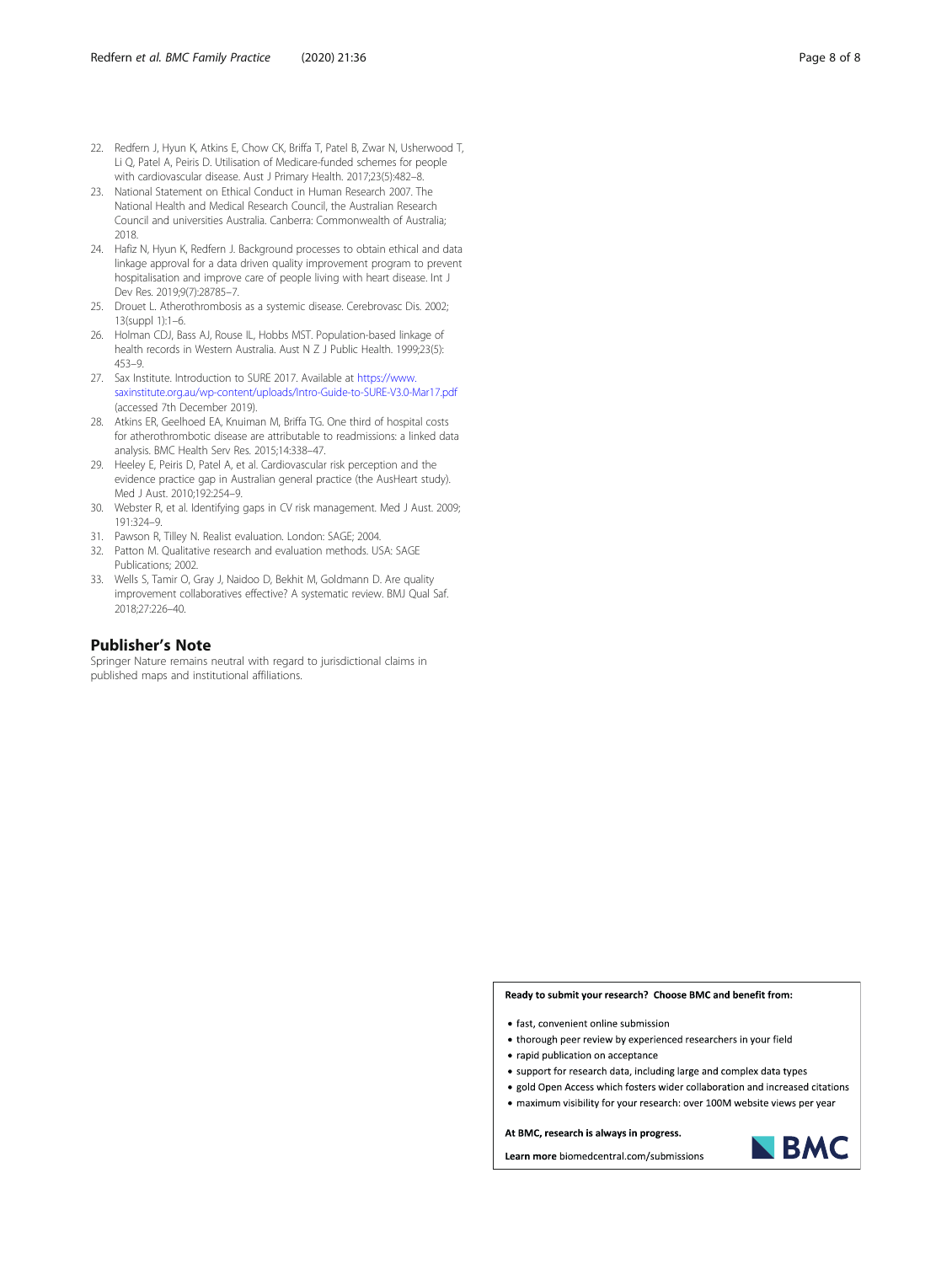22. Redfern J, Hyun K, Atkins E, Chow CK, Briffa T, Patel B, Zwar N, Usherwood T, Li Q, Patel A, Peiris D. Utilisation of Medicare-funded schemes for people with cardiovascular disease. Aust J Primary Health. 2017;23(5):482–8.
23. National Statement on Ethical Conduct in Human Research 2007. The National Health and Medical Research Council, the Australian Research Council and universities Australia. Canberra: Commonwealth of Australia; 2018.
24. Hafiz N, Hyun K, Redfern J. Background processes to obtain ethical and data linkage approval for a data driven quality improvement program to prevent hospitalisation and improve care of people living with heart disease. Int J Dev Res. 2019;9(7):28785–7.
25. Drouet L. Atherothrombosis as a systemic disease. Cerebrovasc Dis. 2002; 13(suppl 1):1–6.
26. Holman CDJ, Bass AJ, Rouse IL, Hobbs MST. Population-based linkage of health records in Western Australia. Aust N Z J Public Health. 1999;23(5): 453–9.
27. Sax Institute. Introduction to SURE 2017. Available at https://www.saxinstitute.org.au/wp-content/uploads/Intro-Guide-to-SURE-V3.0-Mar17.pdf (accessed 7th December 2019).
28. Atkins ER, Geelhoed EA, Knuiman M, Briffa TG. One third of hospital costs for atherothrombotic disease are attributable to readmissions: a linked data analysis. BMC Health Serv Res. 2015;14:338–47.
29. Heeley E, Peiris D, Patel A, et al. Cardiovascular risk perception and the evidence practice gap in Australian general practice (the AusHeart study). Med J Aust. 2010;192:254–9.
30. Webster R, et al. Identifying gaps in CV risk management. Med J Aust. 2009; 191:324–9.
31. Pawson R, Tilley N. Realist evaluation. London: SAGE; 2004.
32. Patton M. Qualitative research and evaluation methods. USA: SAGE Publications; 2002.
33. Wells S, Tamir O, Gray J, Naidoo D, Bekhit M, Goldmann D. Are quality improvement collaboratives effective? A systematic review. BMJ Qual Saf. 2018;27:226–40.

## Publisher's Note

Springer Nature remains neutral with regard to jurisdictional claims in published maps and institutional affiliations.

**Ready to submit your research? Choose BMC and benefit from:**

- fast, convenient online submission
- thorough peer review by experienced researchers in your field
- rapid publication on acceptance
- support for research data, including large and complex data types
- gold Open Access which fosters wider collaboration and increased citations
- maximum visibility for your research: over 100M website views per year

**At BMC, research is always in progress.**

**Learn more** biomedcentral.com/submissions

BMC